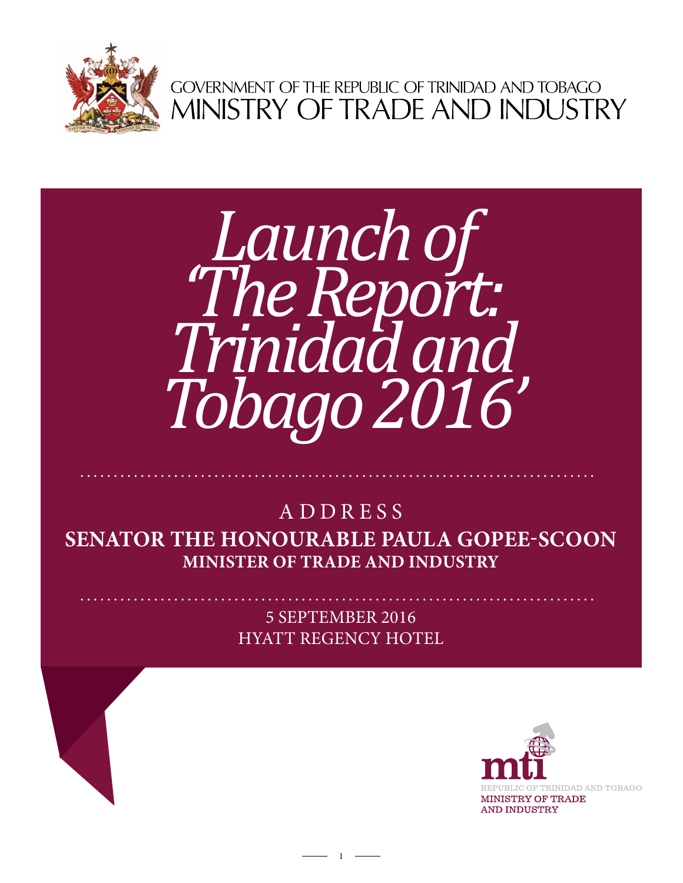GOVERNMENT OF THE REPUBLIC OF TRINIDAD AND TOBAGO

MINISTRY OF TRADE AND INDUSTRY

# *Launch of 'The Report: Trinidad and Tobago 2016'*

ADDRESS

**SENATOR THE HONOURABLE PAULA GOPEE-SCOON**

**MINISTER OF TRADE AND INDUSTRY**

5 SEPTEMBER 2016

HYATT REGENCY HOTEL

mti

REPUBLIC OF TRINIDAD AND TOBAGO

MINISTRY OF TRADE AND INDUSTRY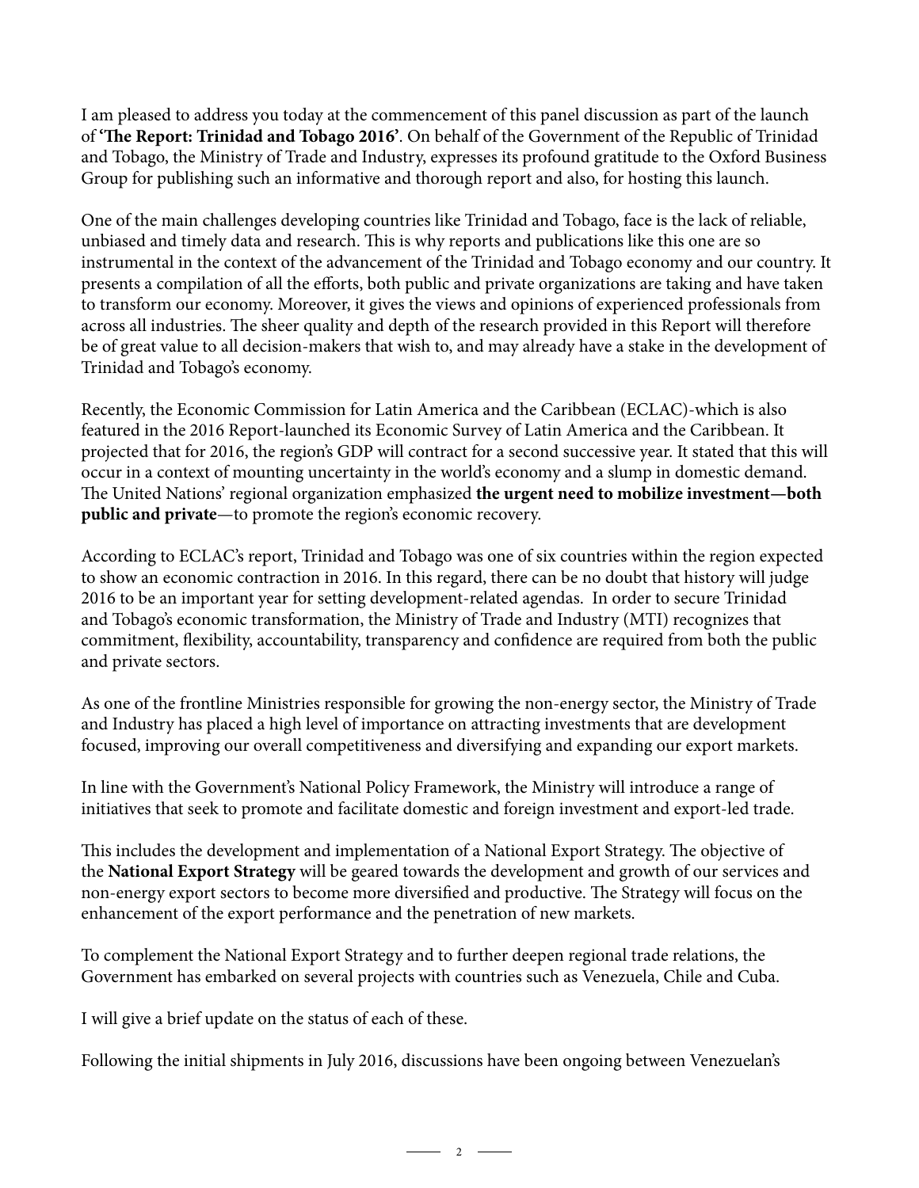I am pleased to address you today at the commencement of this panel discussion as part of the launch of **'The Report: Trinidad and Tobago 2016'**. On behalf of the Government of the Republic of Trinidad and Tobago, the Ministry of Trade and Industry, expresses its profound gratitude to the Oxford Business Group for publishing such an informative and thorough report and also, for hosting this launch.

One of the main challenges developing countries like Trinidad and Tobago, face is the lack of reliable, unbiased and timely data and research. This is why reports and publications like this one are so instrumental in the context of the advancement of the Trinidad and Tobago economy and our country. It presents a compilation of all the efforts, both public and private organizations are taking and have taken to transform our economy. Moreover, it gives the views and opinions of experienced professionals from across all industries. The sheer quality and depth of the research provided in this Report will therefore be of great value to all decision-makers that wish to, and may already have a stake in the development of Trinidad and Tobago's economy.

Recently, the Economic Commission for Latin America and the Caribbean (ECLAC)-which is also featured in the 2016 Report-launched its Economic Survey of Latin America and the Caribbean. It projected that for 2016, the region's GDP will contract for a second successive year. It stated that this will occur in a context of mounting uncertainty in the world's economy and a slump in domestic demand. The United Nations' regional organization emphasized **the urgent need to mobilize investment—both public and private**—to promote the region's economic recovery.

According to ECLAC's report, Trinidad and Tobago was one of six countries within the region expected to show an economic contraction in 2016. In this regard, there can be no doubt that history will judge 2016 to be an important year for setting development-related agendas. In order to secure Trinidad and Tobago's economic transformation, the Ministry of Trade and Industry (MTI) recognizes that commitment, flexibility, accountability, transparency and confidence are required from both the public and private sectors.

As one of the frontline Ministries responsible for growing the non-energy sector, the Ministry of Trade and Industry has placed a high level of importance on attracting investments that are development focused, improving our overall competitiveness and diversifying and expanding our export markets.

In line with the Government's National Policy Framework, the Ministry will introduce a range of initiatives that seek to promote and facilitate domestic and foreign investment and export-led trade.

This includes the development and implementation of a National Export Strategy. The objective of the **National Export Strategy** will be geared towards the development and growth of our services and non-energy export sectors to become more diversified and productive. The Strategy will focus on the enhancement of the export performance and the penetration of new markets.

To complement the National Export Strategy and to further deepen regional trade relations, the Government has embarked on several projects with countries such as Venezuela, Chile and Cuba.

I will give a brief update on the status of each of these.

Following the initial shipments in July 2016, discussions have been ongoing between Venezuelan's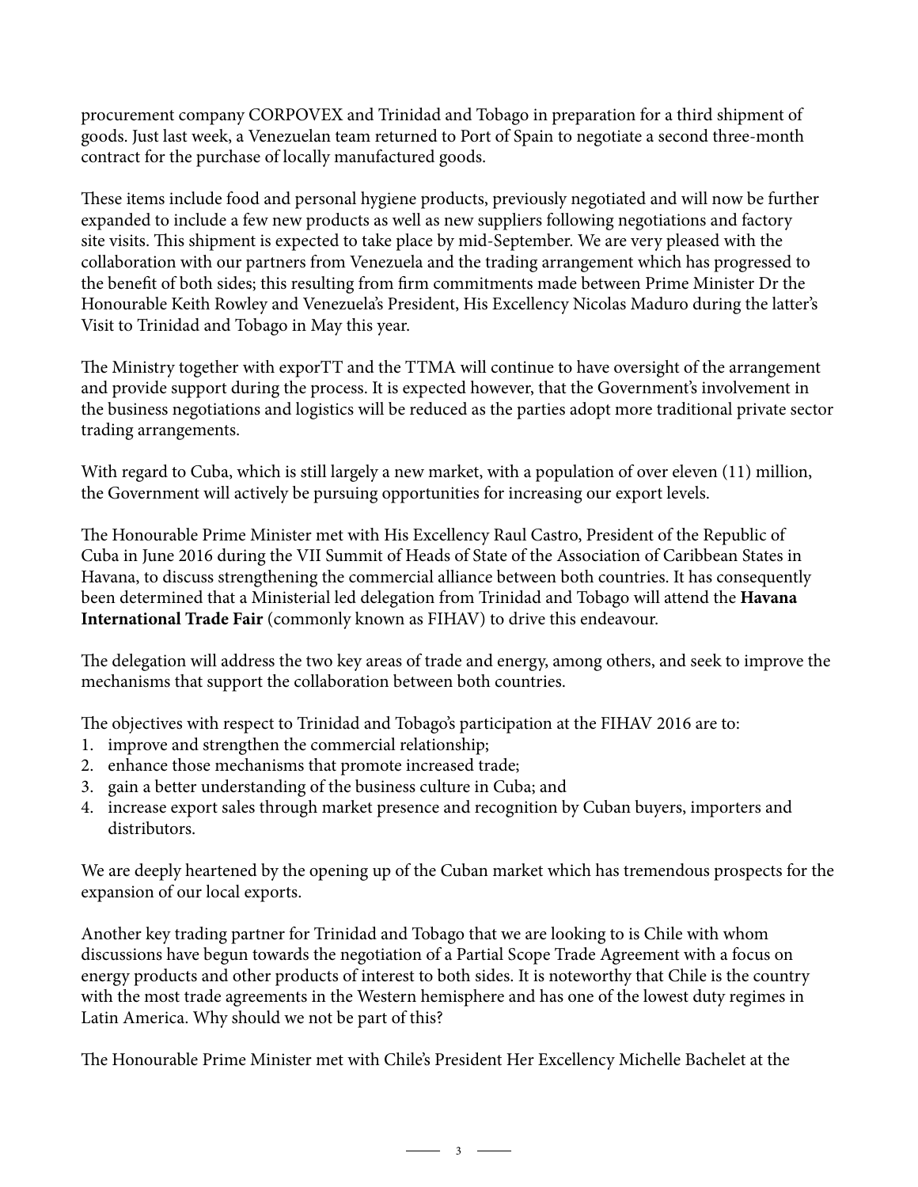procurement company CORPOVEX and Trinidad and Tobago in preparation for a third shipment of goods. Just last week, a Venezuelan team returned to Port of Spain to negotiate a second three-month contract for the purchase of locally manufactured goods.

These items include food and personal hygiene products, previously negotiated and will now be further expanded to include a few new products as well as new suppliers following negotiations and factory site visits. This shipment is expected to take place by mid-September. We are very pleased with the collaboration with our partners from Venezuela and the trading arrangement which has progressed to the benefit of both sides; this resulting from firm commitments made between Prime Minister Dr the Honourable Keith Rowley and Venezuela's President, His Excellency Nicolas Maduro during the latter's Visit to Trinidad and Tobago in May this year.

The Ministry together with exporTT and the TTMA will continue to have oversight of the arrangement and provide support during the process. It is expected however, that the Government's involvement in the business negotiations and logistics will be reduced as the parties adopt more traditional private sector trading arrangements.

With regard to Cuba, which is still largely a new market, with a population of over eleven (11) million, the Government will actively be pursuing opportunities for increasing our export levels.

The Honourable Prime Minister met with His Excellency Raul Castro, President of the Republic of Cuba in June 2016 during the VII Summit of Heads of State of the Association of Caribbean States in Havana, to discuss strengthening the commercial alliance between both countries. It has consequently been determined that a Ministerial led delegation from Trinidad and Tobago will attend the **Havana International Trade Fair** (commonly known as FIHAV) to drive this endeavour.

The delegation will address the two key areas of trade and energy, among others, and seek to improve the mechanisms that support the collaboration between both countries.

The objectives with respect to Trinidad and Tobago's participation at the FIHAV 2016 are to:

1. improve and strengthen the commercial relationship;
2. enhance those mechanisms that promote increased trade;
3. gain a better understanding of the business culture in Cuba; and
4. increase export sales through market presence and recognition by Cuban buyers, importers and distributors.

We are deeply heartened by the opening up of the Cuban market which has tremendous prospects for the expansion of our local exports.

Another key trading partner for Trinidad and Tobago that we are looking to is Chile with whom discussions have begun towards the negotiation of a Partial Scope Trade Agreement with a focus on energy products and other products of interest to both sides. It is noteworthy that Chile is the country with the most trade agreements in the Western hemisphere and has one of the lowest duty regimes in Latin America. Why should we not be part of this?

The Honourable Prime Minister met with Chile's President Her Excellency Michelle Bachelet at the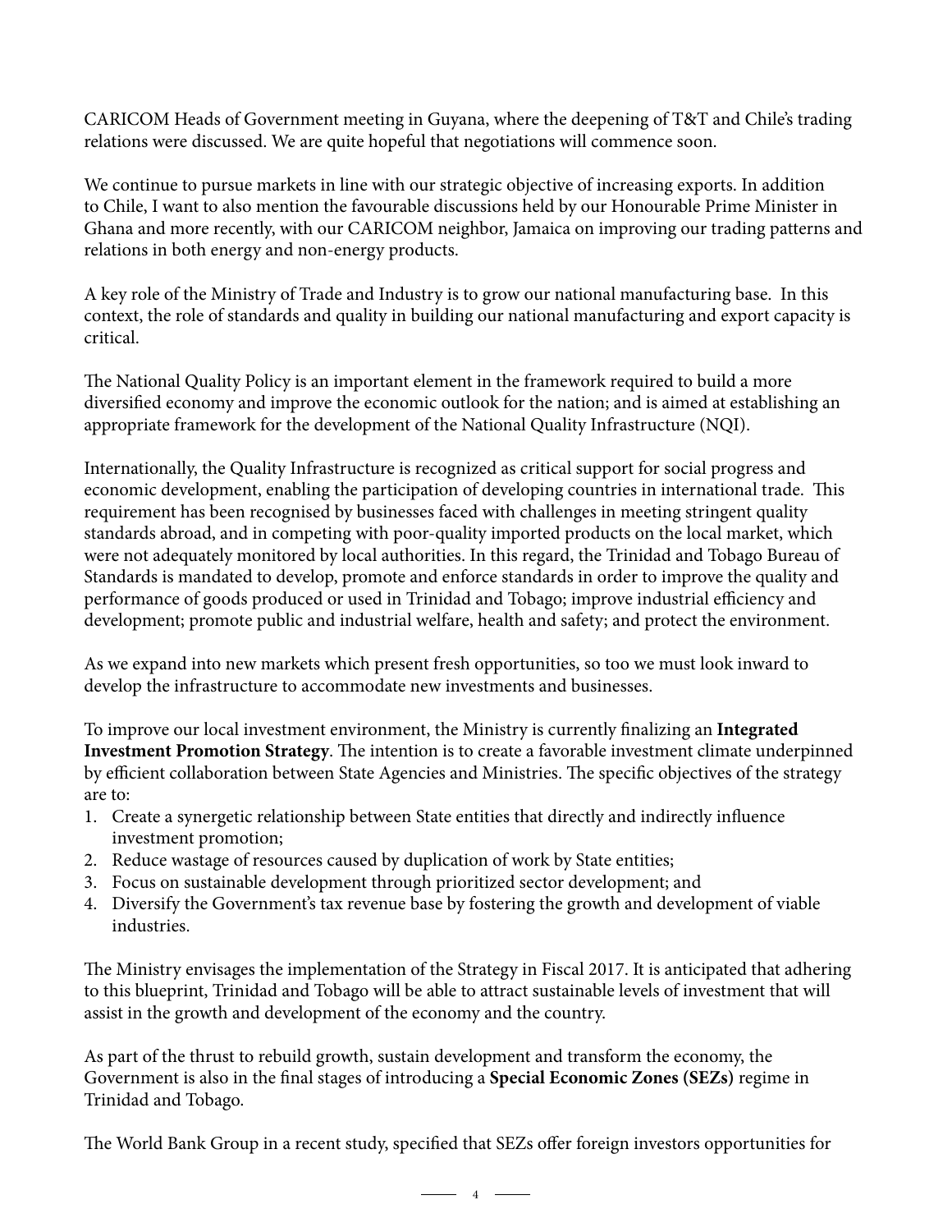CARICOM Heads of Government meeting in Guyana, where the deepening of T&T and Chile's trading relations were discussed. We are quite hopeful that negotiations will commence soon.

We continue to pursue markets in line with our strategic objective of increasing exports. In addition to Chile, I want to also mention the favourable discussions held by our Honourable Prime Minister in Ghana and more recently, with our CARICOM neighbor, Jamaica on improving our trading patterns and relations in both energy and non-energy products.

A key role of the Ministry of Trade and Industry is to grow our national manufacturing base. In this context, the role of standards and quality in building our national manufacturing and export capacity is critical.

The National Quality Policy is an important element in the framework required to build a more diversified economy and improve the economic outlook for the nation; and is aimed at establishing an appropriate framework for the development of the National Quality Infrastructure (NQI).

Internationally, the Quality Infrastructure is recognized as critical support for social progress and economic development, enabling the participation of developing countries in international trade. This requirement has been recognised by businesses faced with challenges in meeting stringent quality standards abroad, and in competing with poor-quality imported products on the local market, which were not adequately monitored by local authorities. In this regard, the Trinidad and Tobago Bureau of Standards is mandated to develop, promote and enforce standards in order to improve the quality and performance of goods produced or used in Trinidad and Tobago; improve industrial efficiency and development; promote public and industrial welfare, health and safety; and protect the environment.

As we expand into new markets which present fresh opportunities, so too we must look inward to develop the infrastructure to accommodate new investments and businesses.

To improve our local investment environment, the Ministry is currently finalizing an **Integrated Investment Promotion Strategy**. The intention is to create a favorable investment climate underpinned by efficient collaboration between State Agencies and Ministries. The specific objectives of the strategy are to:

1. Create a synergetic relationship between State entities that directly and indirectly influence investment promotion;
2. Reduce wastage of resources caused by duplication of work by State entities;
3. Focus on sustainable development through prioritized sector development; and
4. Diversify the Government's tax revenue base by fostering the growth and development of viable industries.

The Ministry envisages the implementation of the Strategy in Fiscal 2017. It is anticipated that adhering to this blueprint, Trinidad and Tobago will be able to attract sustainable levels of investment that will assist in the growth and development of the economy and the country.

As part of the thrust to rebuild growth, sustain development and transform the economy, the Government is also in the final stages of introducing a **Special Economic Zones (SEZs)** regime in Trinidad and Tobago.

The World Bank Group in a recent study, specified that SEZs offer foreign investors opportunities for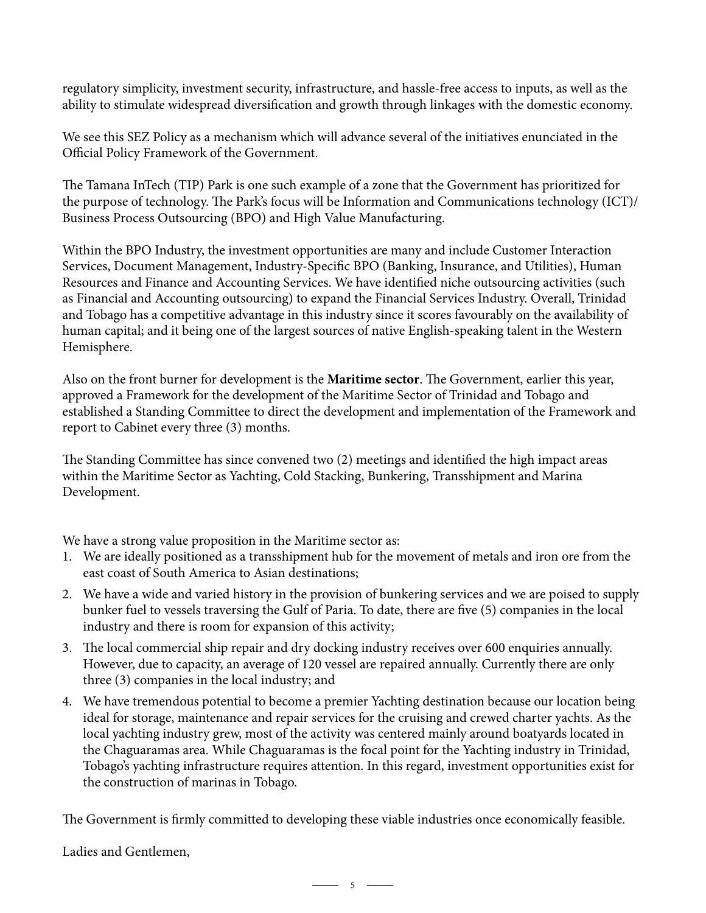regulatory simplicity, investment security, infrastructure, and hassle-free access to inputs, as well as the ability to stimulate widespread diversification and growth through linkages with the domestic economy.

We see this SEZ Policy as a mechanism which will advance several of the initiatives enunciated in the Official Policy Framework of the Government.

The Tamana InTech (TIP) Park is one such example of a zone that the Government has prioritized for the purpose of technology. The Park's focus will be Information and Communications technology (ICT)/ Business Process Outsourcing (BPO) and High Value Manufacturing.

Within the BPO Industry, the investment opportunities are many and include Customer Interaction Services, Document Management, Industry-Specific BPO (Banking, Insurance, and Utilities), Human Resources and Finance and Accounting Services. We have identified niche outsourcing activities (such as Financial and Accounting outsourcing) to expand the Financial Services Industry. Overall, Trinidad and Tobago has a competitive advantage in this industry since it scores favourably on the availability of human capital; and it being one of the largest sources of native English-speaking talent in the Western Hemisphere.

Also on the front burner for development is the **Maritime sector**. The Government, earlier this year, approved a Framework for the development of the Maritime Sector of Trinidad and Tobago and established a Standing Committee to direct the development and implementation of the Framework and report to Cabinet every three (3) months.

The Standing Committee has since convened two (2) meetings and identified the high impact areas within the Maritime Sector as Yachting, Cold Stacking, Bunkering, Transshipment and Marina Development.

We have a strong value proposition in the Maritime sector as:

1. We are ideally positioned as a transshipment hub for the movement of metals and iron ore from the east coast of South America to Asian destinations;
2. We have a wide and varied history in the provision of bunkering services and we are poised to supply bunker fuel to vessels traversing the Gulf of Paria. To date, there are five (5) companies in the local industry and there is room for expansion of this activity;
3. The local commercial ship repair and dry docking industry receives over 600 enquiries annually. However, due to capacity, an average of 120 vessel are repaired annually. Currently there are only three (3) companies in the local industry; and
4. We have tremendous potential to become a premier Yachting destination because our location being ideal for storage, maintenance and repair services for the cruising and crewed charter yachts. As the local yachting industry grew, most of the activity was centered mainly around boatyards located in the Chaguaramas area. While Chaguaramas is the focal point for the Yachting industry in Trinidad, Tobago's yachting infrastructure requires attention. In this regard, investment opportunities exist for the construction of marinas in Tobago.

The Government is firmly committed to developing these viable industries once economically feasible.

Ladies and Gentlemen,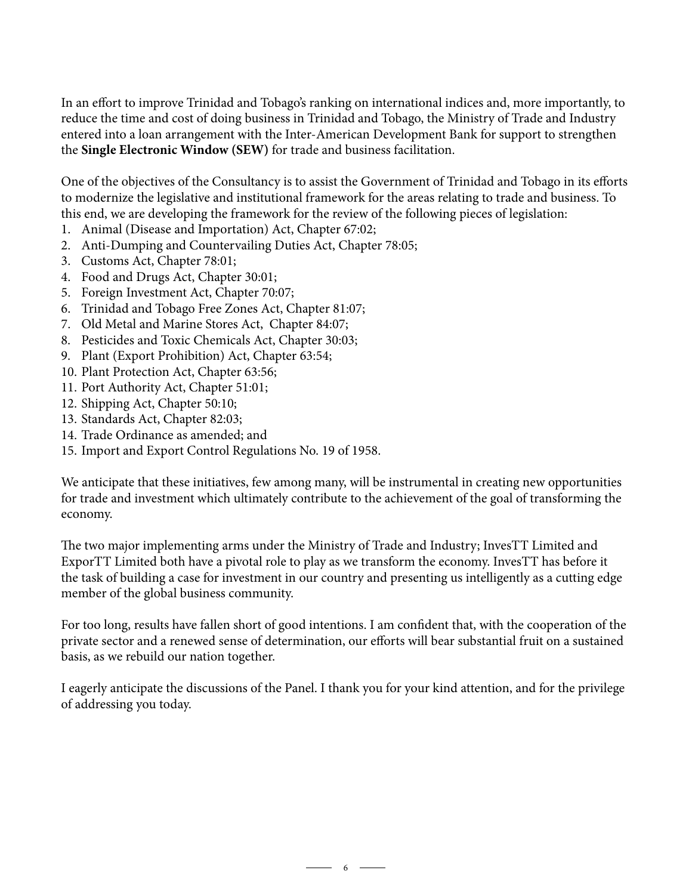In an effort to improve Trinidad and Tobago's ranking on international indices and, more importantly, to reduce the time and cost of doing business in Trinidad and Tobago, the Ministry of Trade and Industry entered into a loan arrangement with the Inter-American Development Bank for support to strengthen the **Single Electronic Window (SEW)** for trade and business facilitation.

One of the objectives of the Consultancy is to assist the Government of Trinidad and Tobago in its efforts to modernize the legislative and institutional framework for the areas relating to trade and business. To this end, we are developing the framework for the review of the following pieces of legislation:

1. Animal (Disease and Importation) Act, Chapter 67:02;
2. Anti-Dumping and Countervailing Duties Act, Chapter 78:05;
3. Customs Act, Chapter 78:01;
4. Food and Drugs Act, Chapter 30:01;
5. Foreign Investment Act, Chapter 70:07;
6. Trinidad and Tobago Free Zones Act, Chapter 81:07;
7. Old Metal and Marine Stores Act, Chapter 84:07;
8. Pesticides and Toxic Chemicals Act, Chapter 30:03;
9. Plant (Export Prohibition) Act, Chapter 63:54;
10. Plant Protection Act, Chapter 63:56;
11. Port Authority Act, Chapter 51:01;
12. Shipping Act, Chapter 50:10;
13. Standards Act, Chapter 82:03;
14. Trade Ordinance as amended; and
15. Import and Export Control Regulations No. 19 of 1958.

We anticipate that these initiatives, few among many, will be instrumental in creating new opportunities for trade and investment which ultimately contribute to the achievement of the goal of transforming the economy.

The two major implementing arms under the Ministry of Trade and Industry; InvesTT Limited and ExporTT Limited both have a pivotal role to play as we transform the economy. InvesTT has before it the task of building a case for investment in our country and presenting us intelligently as a cutting edge member of the global business community.

For too long, results have fallen short of good intentions. I am confident that, with the cooperation of the private sector and a renewed sense of determination, our efforts will bear substantial fruit on a sustained basis, as we rebuild our nation together.

I eagerly anticipate the discussions of the Panel. I thank you for your kind attention, and for the privilege of addressing you today.